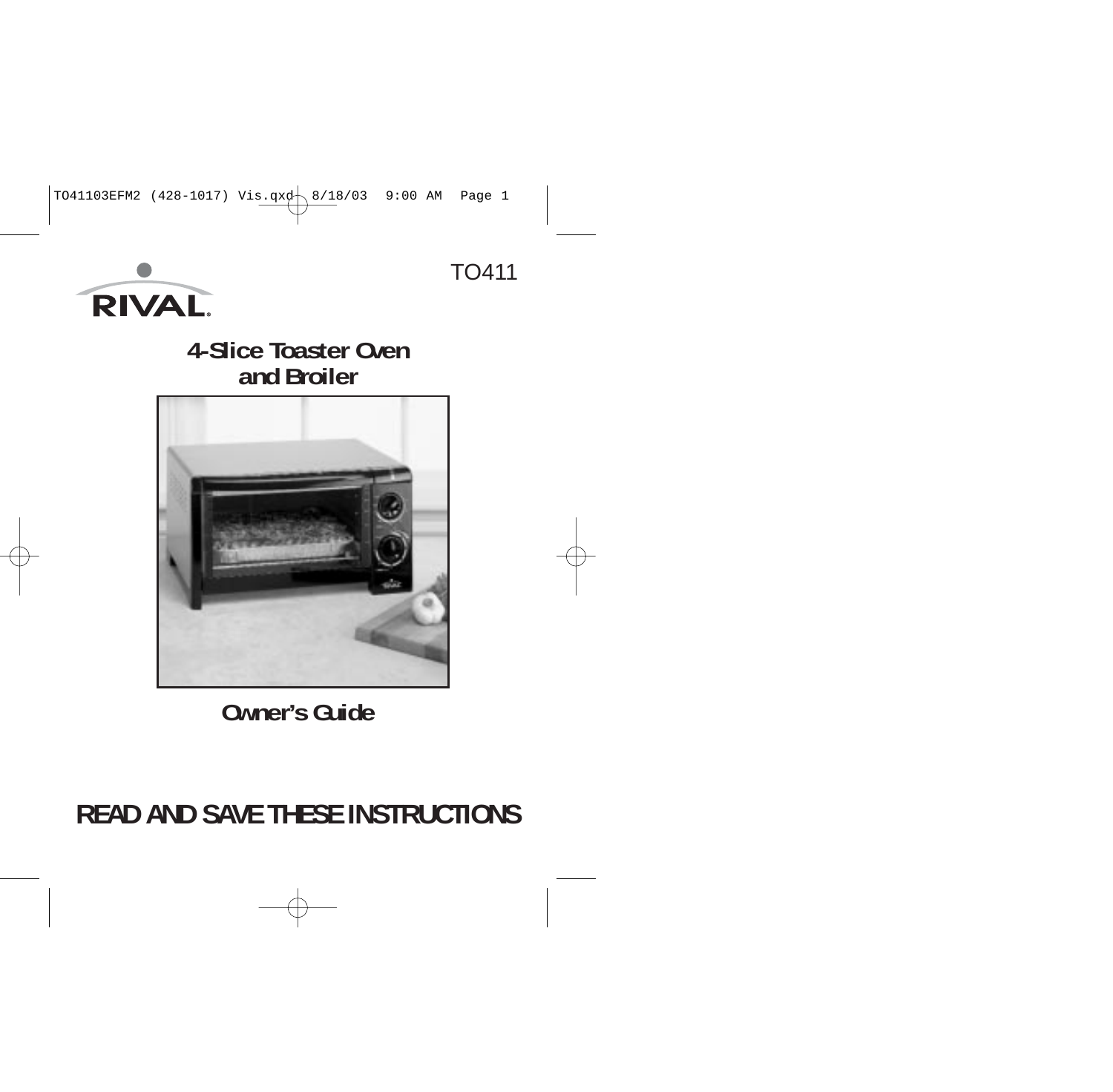RIVAL

TO411

# 4-Slice Toaster Oven and Broiler

## Owner's Guide

# READ AND SAVE THESE INSTRUCTIONS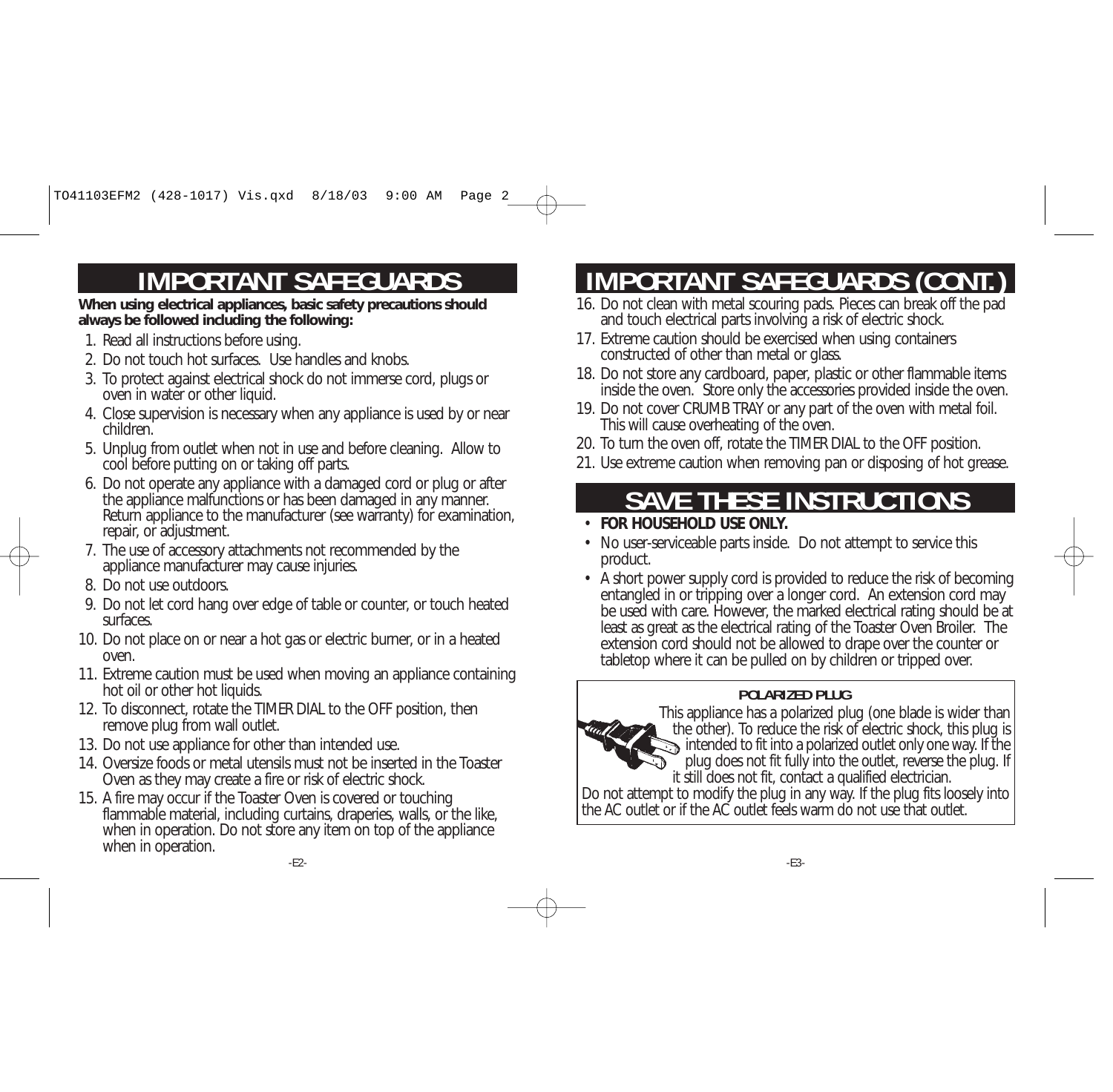# IMPORTANT SAFEGUARDS

**When using electrical appliances, basic safety precautions should always be followed including the following:**

1. Read all instructions before using.
2. Do not touch hot surfaces. Use handles and knobs.
3. To protect against electrical shock do not immerse cord, plugs or oven in water or other liquid.
4. Close supervision is necessary when any appliance is used by or near children.
5. Unplug from outlet when not in use and before cleaning. Allow to cool before putting on or taking off parts.
6. Do not operate any appliance with a damaged cord or plug or after the appliance malfunctions or has been damaged in any manner. Return appliance to the manufacturer (see warranty) for examination, repair, or adjustment.
7. The use of accessory attachments not recommended by the appliance manufacturer may cause injuries.
8. Do not use outdoors.
9. Do not let cord hang over edge of table or counter, or touch heated surfaces.
10. Do not place on or near a hot gas or electric burner, or in a heated oven.
11. Extreme caution must be used when moving an appliance containing hot oil or other hot liquids.
12. To disconnect, rotate the TIMER DIAL to the OFF position, then remove plug from wall outlet.
13. Do not use appliance for other than intended use.
14. Oversize foods or metal utensils must not be inserted in the Toaster Oven as they may create a fire or risk of electric shock.
15. A fire may occur if the Toaster Oven is covered or touching flammable material, including curtains, draperies, walls, or the like, when in operation. Do not store any item on top of the appliance when in operation.

# IMPORTANT SAFEGUARDS (CONT.)

16. Do not clean with metal scouring pads. Pieces can break off the pad and touch electrical parts involving a risk of electric shock.
17. Extreme caution should be exercised when using containers constructed of other than metal or glass.
18. Do not store any cardboard, paper, plastic or other flammable items inside the oven. Store only the accessories provided inside the oven.
19. Do not cover CRUMB TRAY or any part of the oven with metal foil. This will cause overheating of the oven.
20. To turn the oven off, rotate the TIMER DIAL to the OFF position.
21. Use extreme caution when removing pan or disposing of hot grease.

# SAVE THESE INSTRUCTIONS

- **FOR HOUSEHOLD USE ONLY.**
- No user-serviceable parts inside. Do not attempt to service this product.
- A short power supply cord is provided to reduce the risk of becoming entangled in or tripping over a longer cord. An extension cord may be used with care. However, the marked electrical rating should be at least as great as the electrical rating of the Toaster Oven Broiler. The extension cord should not be allowed to drape over the counter or tabletop where it can be pulled on by children or tripped over.

**POLARIZED PLUG**

This appliance has a polarized plug (one blade is wider than the other). To reduce the risk of electric shock, this plug is intended to fit into a polarized outlet only one way. If the plug does not fit fully into the outlet, reverse the plug. If it still does not fit, contact a qualified electrician. Do not attempt to modify the plug in any way. If the plug fits loosely into the AC outlet or if the AC outlet feels warm do not use that outlet.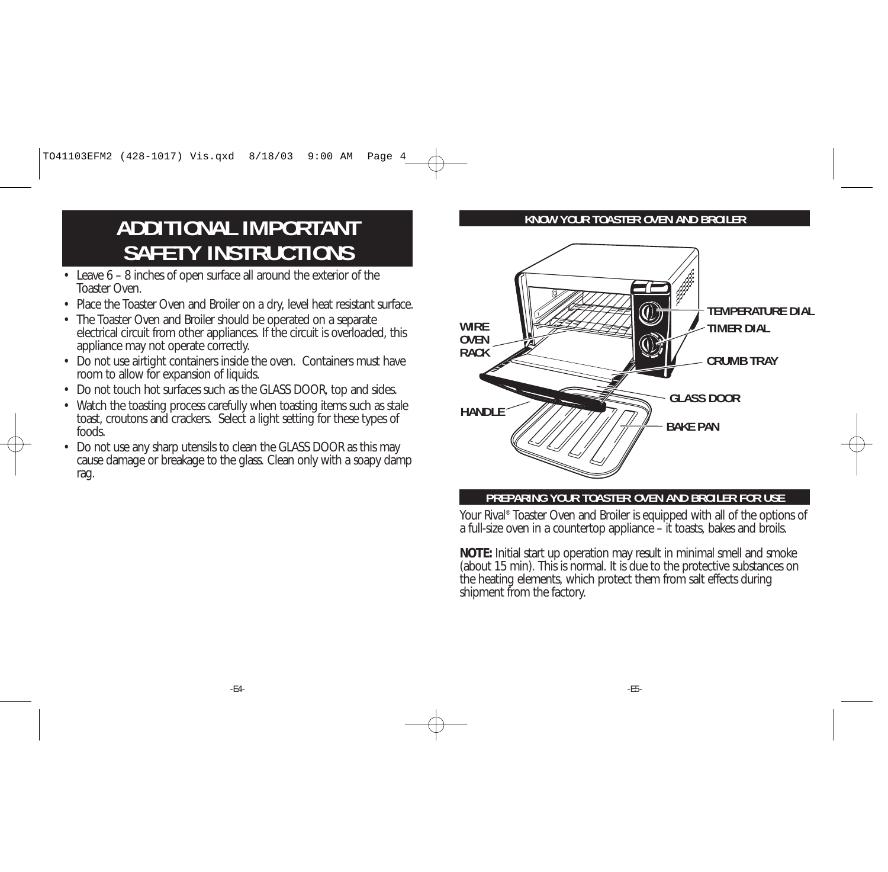# ADDITIONAL IMPORTANT SAFETY INSTRUCTIONS

- Leave 6 – 8 inches of open surface all around the exterior of the Toaster Oven.
- Place the Toaster Oven and Broiler on a dry, level heat resistant surface.
- The Toaster Oven and Broiler should be operated on a separate electrical circuit from other appliances. If the circuit is overloaded, this appliance may not operate correctly.
- Do not use airtight containers inside the oven. Containers must have room to allow for expansion of liquids.
- Do not touch hot surfaces such as the GLASS DOOR, top and sides.
- Watch the toasting process carefully when toasting items such as stale toast, croutons and crackers. Select a light setting for these types of foods.
- Do not use any sharp utensils to clean the GLASS DOOR as this may cause damage or breakage to the glass. Clean only with a soapy damp rag.

## KNOW YOUR TOASTER OVEN AND BROILER

WIRE OVEN RACK

TEMPERATURE DIAL

TIMER DIAL

CRUMB TRAY

GLASS DOOR

HANDLE

BAKE PAN

## PREPARING YOUR TOASTER OVEN AND BROILER FOR USE

Your Rival® Toaster Oven and Broiler is equipped with all of the options of a full-size oven in a countertop appliance – it toasts, bakes and broils.

**NOTE:** Initial start up operation may result in minimal smell and smoke (about 15 min). This is normal. It is due to the protective substances on the heating elements, which protect them from salt effects during shipment from the factory.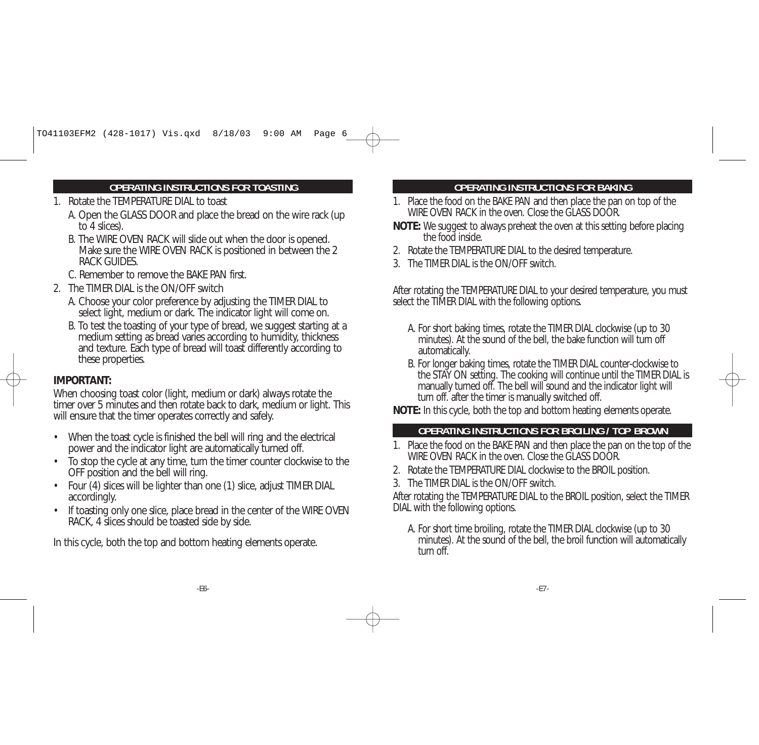## OPERATING INSTRUCTIONS FOR TOASTING

1. Rotate the TEMPERATURE DIAL to toast
   - A. Open the GLASS DOOR and place the bread on the wire rack (up to 4 slices).
   - B. The WIRE OVEN RACK will slide out when the door is opened. Make sure the WIRE OVEN RACK is positioned in between the 2 RACK GUIDES.
   - C. Remember to remove the BAKE PAN first.
2. The TIMER DIAL is the ON/OFF switch
   - A. Choose your color preference by adjusting the TIMER DIAL to select light, medium or dark. The indicator light will come on.
   - B. To test the toasting of your type of bread, we suggest starting at a medium setting as bread varies according to humidity, thickness and texture. Each type of bread will toast differently according to these properties.

**IMPORTANT:**

When choosing toast color (light, medium or dark) always rotate the timer over 5 minutes and then rotate back to dark, medium or light. This will ensure that the timer operates correctly and safely.

- When the toast cycle is finished the bell will ring and the electrical power and the indicator light are automatically turned off.
- To stop the cycle at any time, turn the timer counter clockwise to the OFF position and the bell will ring.
- Four (4) slices will be lighter than one (1) slice, adjust TIMER DIAL accordingly.
- If toasting only one slice, place bread in the center of the WIRE OVEN RACK, 4 slices should be toasted side by side.

In this cycle, both the top and bottom heating elements operate.

## OPERATING INSTRUCTIONS FOR BAKING

1. Place the food on the BAKE PAN and then place the pan on top of the WIRE OVEN RACK in the oven. Close the GLASS DOOR.

**NOTE:** We suggest to always preheat the oven at this setting before placing the food inside.

2. Rotate the TEMPERATURE DIAL to the desired temperature.
3. The TIMER DIAL is the ON/OFF switch.

After rotating the TEMPERATURE DIAL to your desired temperature, you must select the TIMER DIAL with the following options.

- A. For short baking times, rotate the TIMER DIAL clockwise (up to 30 minutes). At the sound of the bell, the bake function will turn off automatically.
- B. For longer baking times, rotate the TIMER DIAL counter-clockwise to the STAY ON setting. The cooking will continue until the TIMER DIAL is manually turned off. The bell will sound and the indicator light will turn off. after the timer is manually switched off.

**NOTE:** In this cycle, both the top and bottom heating elements operate.

## OPERATING INSTRUCTIONS FOR BROILING / TOP BROWN

1. Place the food on the BAKE PAN and then place the pan on the top of the WIRE OVEN RACK in the oven. Close the GLASS DOOR.
2. Rotate the TEMPERATURE DIAL clockwise to the BROIL position.
3. The TIMER DIAL is the ON/OFF switch.

After rotating the TEMPERATURE DIAL to the BROIL position, select the TIMER DIAL with the following options.

- A. For short time broiling, rotate the TIMER DIAL clockwise (up to 30 minutes). At the sound of the bell, the broil function will automatically turn off.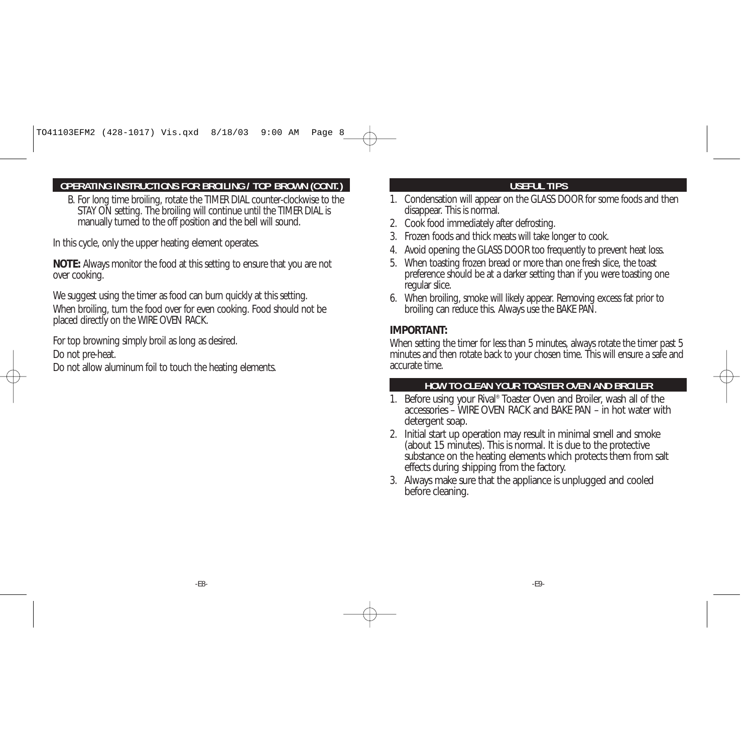## OPERATING INSTRUCTIONS FOR BROILING / TOP BROWN (CONT.)

B. For long time broiling, rotate the TIMER DIAL counter-clockwise to the STAY ON setting. The broiling will continue until the TIMER DIAL is manually turned to the off position and the bell will sound.

In this cycle, only the upper heating element operates.

**NOTE:** Always monitor the food at this setting to ensure that you are not over cooking.

We suggest using the timer as food can burn quickly at this setting.
When broiling, turn the food over for even cooking. Food should not be placed directly on the WIRE OVEN RACK.

For top browning simply broil as long as desired.
Do not pre-heat.
Do not allow aluminum foil to touch the heating elements.

## USEFUL TIPS

1. Condensation will appear on the GLASS DOOR for some foods and then disappear. This is normal.
2. Cook food immediately after defrosting.
3. Frozen foods and thick meats will take longer to cook.
4. Avoid opening the GLASS DOOR too frequently to prevent heat loss.
5. When toasting frozen bread or more than one fresh slice, the toast preference should be at a darker setting than if you were toasting one regular slice.
6. When broiling, smoke will likely appear. Removing excess fat prior to broiling can reduce this. Always use the BAKE PAN.

### IMPORTANT:

When setting the timer for less than 5 minutes, always rotate the timer past 5 minutes and then rotate back to your chosen time. This will ensure a safe and accurate time.

## HOW TO CLEAN YOUR TOASTER OVEN AND BROILER

1. Before using your Rival® Toaster Oven and Broiler, wash all of the accessories – WIRE OVEN RACK and BAKE PAN – in hot water with detergent soap.
2. Initial start up operation may result in minimal smell and smoke (about 15 minutes). This is normal. It is due to the protective substance on the heating elements which protects them from salt effects during shipping from the factory.
3. Always make sure that the appliance is unplugged and cooled before cleaning.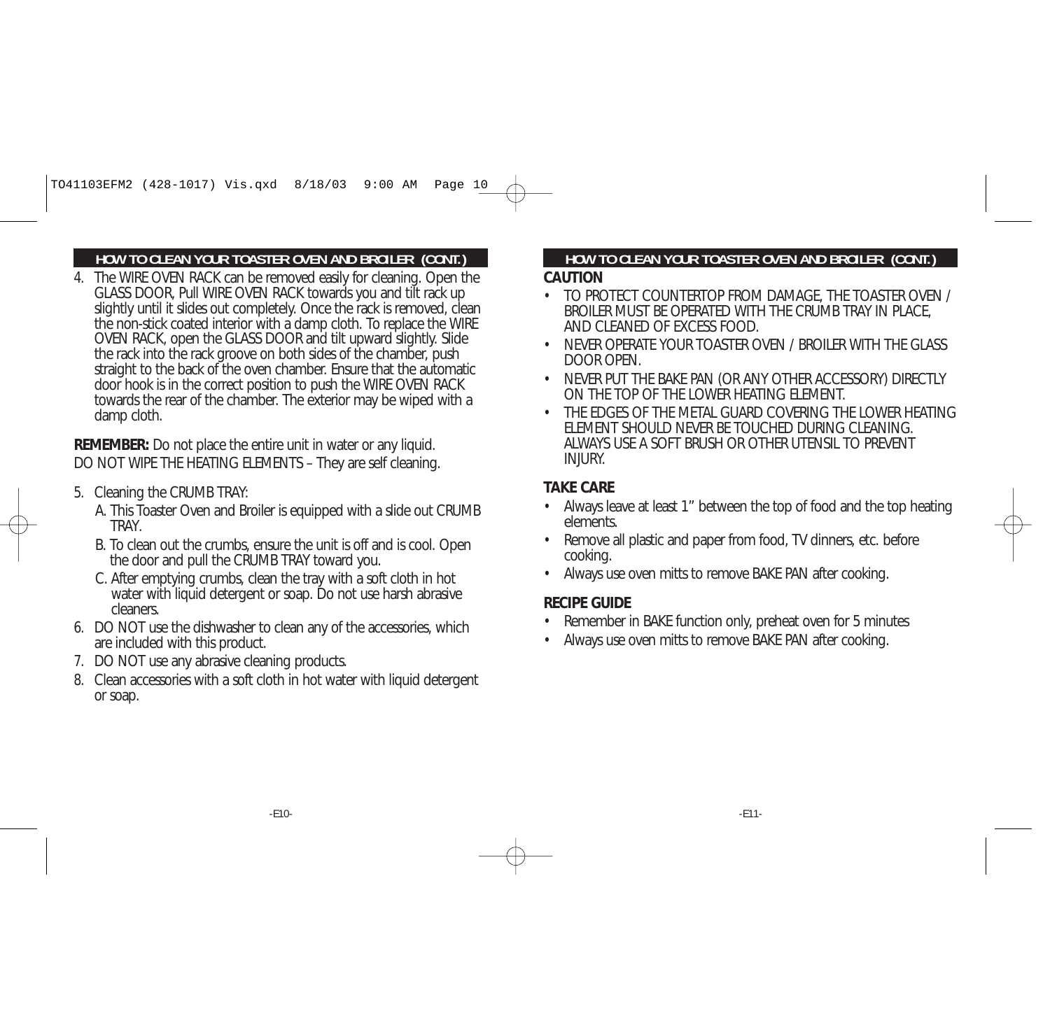## HOW TO CLEAN YOUR TOASTER OVEN AND BROILER (CONT.)

4. The WIRE OVEN RACK can be removed easily for cleaning. Open the GLASS DOOR, Pull WIRE OVEN RACK towards you and tilt rack up slightly until it slides out completely. Once the rack is removed, clean the non-stick coated interior with a damp cloth. To replace the WIRE OVEN RACK, open the GLASS DOOR and tilt upward slightly. Slide the rack into the rack groove on both sides of the chamber, push straight to the back of the oven chamber. Ensure that the automatic door hook is in the correct position to push the WIRE OVEN RACK towards the rear of the chamber. The exterior may be wiped with a damp cloth.

**REMEMBER:** Do not place the entire unit in water or any liquid. DO NOT WIPE THE HEATING ELEMENTS – They are self cleaning.

5. Cleaning the CRUMB TRAY:
   - A. This Toaster Oven and Broiler is equipped with a slide out CRUMB TRAY.
   - B. To clean out the crumbs, ensure the unit is off and is cool. Open the door and pull the CRUMB TRAY toward you.
   - C. After emptying crumbs, clean the tray with a soft cloth in hot water with liquid detergent or soap. Do not use harsh abrasive cleaners.
6. DO NOT use the dishwasher to clean any of the accessories, which are included with this product.
7. DO NOT use any abrasive cleaning products.
8. Clean accessories with a soft cloth in hot water with liquid detergent or soap.

## HOW TO CLEAN YOUR TOASTER OVEN AND BROILER (CONT.)

**CAUTION**

- TO PROTECT COUNTERTOP FROM DAMAGE, THE TOASTER OVEN / BROILER MUST BE OPERATED WITH THE CRUMB TRAY IN PLACE, AND CLEANED OF EXCESS FOOD.
- NEVER OPERATE YOUR TOASTER OVEN / BROILER WITH THE GLASS DOOR OPEN.
- NEVER PUT THE BAKE PAN (OR ANY OTHER ACCESSORY) DIRECTLY ON THE TOP OF THE LOWER HEATING ELEMENT.
- THE EDGES OF THE METAL GUARD COVERING THE LOWER HEATING ELEMENT SHOULD NEVER BE TOUCHED DURING CLEANING. ALWAYS USE A SOFT BRUSH OR OTHER UTENSIL TO PREVENT INJURY.

**TAKE CARE**

- Always leave at least 1" between the top of food and the top heating elements.
- Remove all plastic and paper from food, TV dinners, etc. before cooking.
- Always use oven mitts to remove BAKE PAN after cooking.

**RECIPE GUIDE**

- Remember in BAKE function only, preheat oven for 5 minutes
- Always use oven mitts to remove BAKE PAN after cooking.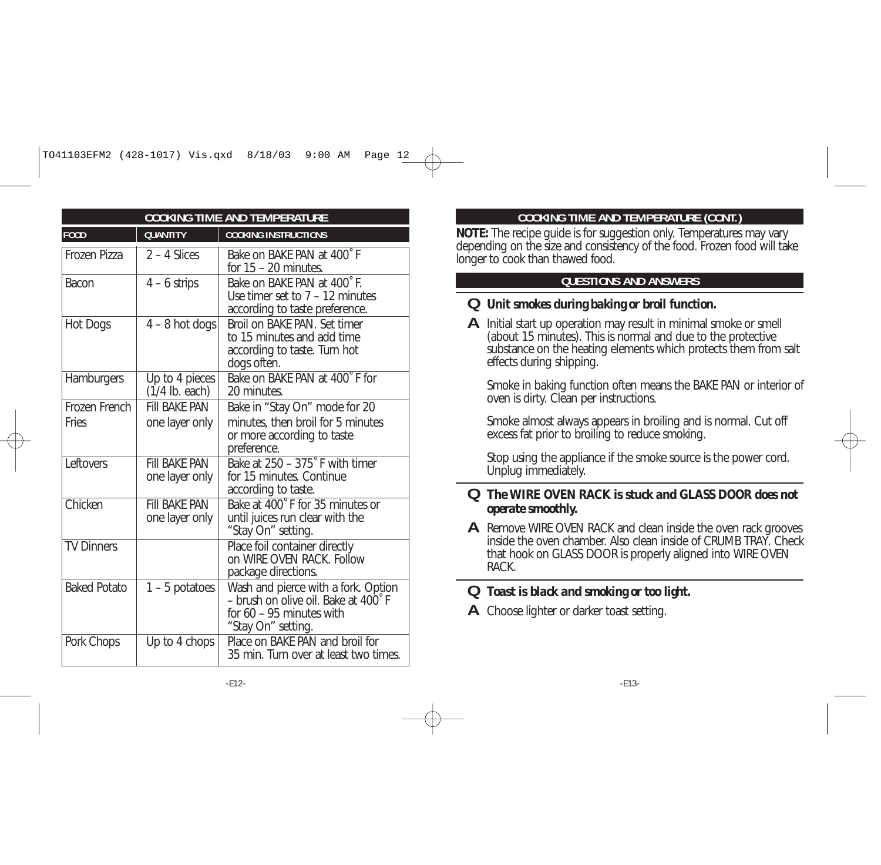## COOKING TIME AND TEMPERATURE

| FOOD | QUANTITY | COOKING INSTRUCTIONS |
|---|---|---|
| Frozen Pizza | 2 – 4 Slices | Bake on BAKE PAN at 400˚F for 15 – 20 minutes. |
| Bacon | 4 – 6 strips | Bake on BAKE PAN at 400˚F. Use timer set to 7 – 12 minutes according to taste preference. |
| Hot Dogs | 4 – 8 hot dogs | Broil on BAKE PAN. Set timer to 15 minutes and add time according to taste. Turn hot dogs often. |
| Hamburgers | Up to 4 pieces (1/4 lb. each) | Bake on BAKE PAN at 400˚F for 20 minutes. |
| Frozen French Fries | Fill BAKE PAN one layer only | Bake in "Stay On" mode for 20 minutes, then broil for 5 minutes or more according to taste preference. |
| Leftovers | Fill BAKE PAN one layer only | Bake at 250 – 375˚F with timer for 15 minutes. Continue according to taste. |
| Chicken | Fill BAKE PAN one layer only | Bake at 400˚F for 35 minutes or until juices run clear with the "Stay On" setting. |
| TV Dinners | | Place foil container directly on WIRE OVEN RACK. Follow package directions. |
| Baked Potato | 1 – 5 potatoes | Wash and pierce with a fork. Option – brush on olive oil. Bake at 400˚F for 60 – 95 minutes with "Stay On" setting. |
| Pork Chops | Up to 4 chops | Place on BAKE PAN and broil for 35 min. Turn over at least two times. |

## COOKING TIME AND TEMPERATURE (CONT.)

**NOTE:** The recipe guide is for suggestion only. Temperatures may vary depending on the size and consistency of the food. Frozen food will take longer to cook than thawed food.

## QUESTIONS AND ANSWERS

**Q Unit smokes during baking or broil function.**

**A** Initial start up operation may result in minimal smoke or smell (about 15 minutes). This is normal and due to the protective substance on the heating elements which protects them from salt effects during shipping.

Smoke in baking function often means the BAKE PAN or interior of oven is dirty. Clean per instructions.

Smoke almost always appears in broiling and is normal. Cut off excess fat prior to broiling to reduce smoking.

Stop using the appliance if the smoke source is the power cord. Unplug immediately.

**Q The WIRE OVEN RACK is stuck and GLASS DOOR does not operate smoothly.**

**A** Remove WIRE OVEN RACK and clean inside the oven rack grooves inside the oven chamber. Also clean inside of CRUMB TRAY. Check that hook on GLASS DOOR is properly aligned into WIRE OVEN RACK.

**Q Toast is black and smoking or too light.**

**A** Choose lighter or darker toast setting.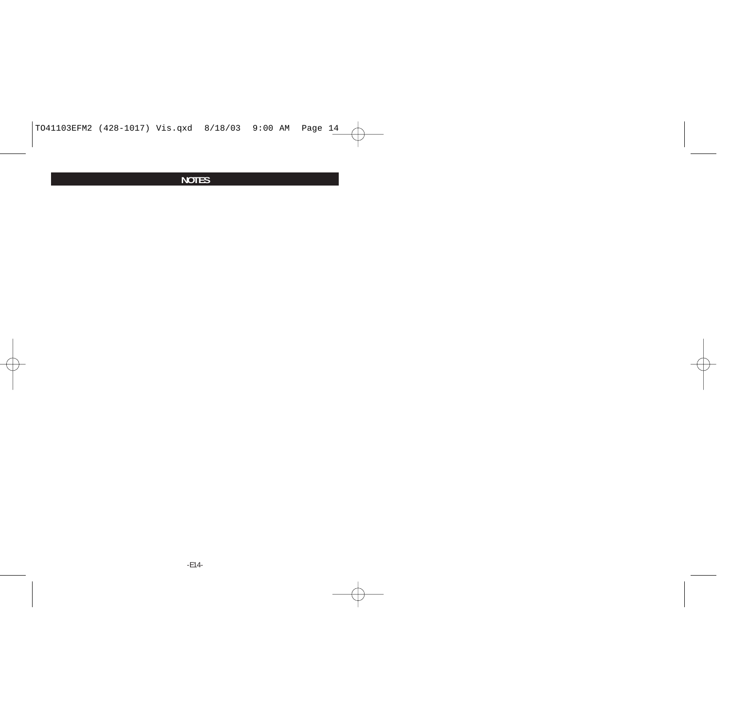## NOTES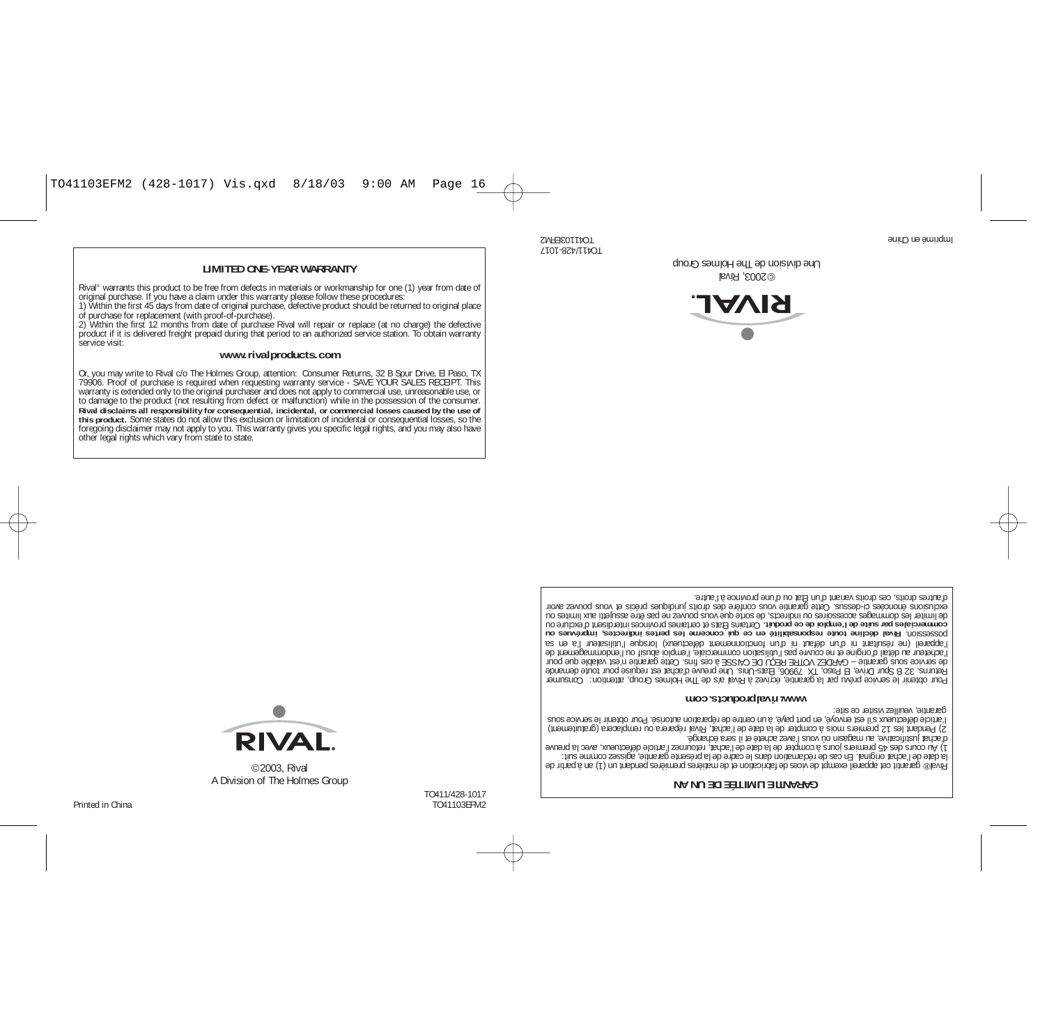## LIMITED ONE-YEAR WARRANTY

Rival® warrants this product to be free from defects in materials or workmanship for one (1) year from date of original purchase. If you have a claim under this warranty please follow these procedures:

1) Within the first 45 days from date of original purchase, defective product should be returned to original place of purchase for replacement (with proof-of-purchase).

2) Within the first 12 months from date of purchase Rival will repair or replace (at no charge) the defective product if it is delivered freight prepaid during that period to an authorized service station. To obtain warranty service visit:

**www.rivalproducts.com**

Or, you may write to Rival c/o The Holmes Group, attention: Consumer Returns, 32 B Spur Drive, El Paso, TX 79906. Proof of purchase is required when requesting warranty service - SAVE YOUR SALES RECEIPT. This warranty is extended only to the original purchaser and does not apply to commercial use, unreasonable use, or to damage to the product (not resulting from defect or malfunction) while in the possession of the consumer. **Rival disclaims all responsibility for consequential, incidental, or commercial losses caused by the use of this product.** Some states do not allow this exclusion or limitation of incidental or consequential losses, so the foregoing disclaimer may not apply to you. This warranty gives you specific legal rights, and you may also have other legal rights which vary from state to state.

RIVAL®

©2003, Rival
A Division of The Holmes Group

Printed in China

TO411/428-1017
TO41103EFM2

## GARANTIE LIMITÉE DE UN AN

Rival® garantit cet appareil exempt de vices de fabrication et de matières premières pendant un (1) an à partir de la date de l'achat original. En cas de réclamation dans le cadre de la présente garantie, agissez comme suit:

1) Au cours des 45 premiers jours à compter de la date de l'achat, retournez l'article défectueux, avec la preuve d'achat justificative, au magasin où vous l'avez acheté et il sera échangé.

2) Pendant les 12 premiers mois à compter de la date de l'achat, Rival réparera ou remplacera (gratuitement) l'article défectueux s'il est envoyé, en port payé, à un centre de réparation autorisé. Pour obtenir le service sous garantie, veuillez visiter ce site:

**www.rivalproducts.com**

Pour obtenir le service prévu par la garantie, écrivez à Rival a/s de The Holmes Group, attention: Consumer Returns, 32 B Spur Drive, El Paso, TX 79906, États-Unis. Une preuve d'achat est requise pour toute demande de service sous garantie – GARDEZ VOTRE REÇU DE CAISSE à ces fins. Cette garantie n'est valable que pour l'acheteur au détail d'origine et ne couvre pas l'utilisation commerciale, l'emploi abusif ou l'endommagement de l'appareil (ne résultant ni d'un défaut ni d'un fonctionnement défectueux) lorsque l'utilisateur l'a en sa possession. **Rival décline toute responsabilité en ce qui concerne les pertes indirectes, imprévues ou commerciales par suite de l'emploi de ce produit.** Certains États et certaines provinces interdisent d'exclure ou de limiter les dommages accessoires ou indirects, de sorte que vous pouvez ne pas être assujetti aux limites ou exclusions énoncées ci-dessus. Cette garantie vous confère des droits juridiques précis et vous pouvez avoir d'autres droits, ces droits variant d'un État ou d'une province à l'autre.

RIVAL®

©2003, Rival
Une division de The Holmes Group

Imprimé en Chine

TO411/428-1017
TO41103EFM2